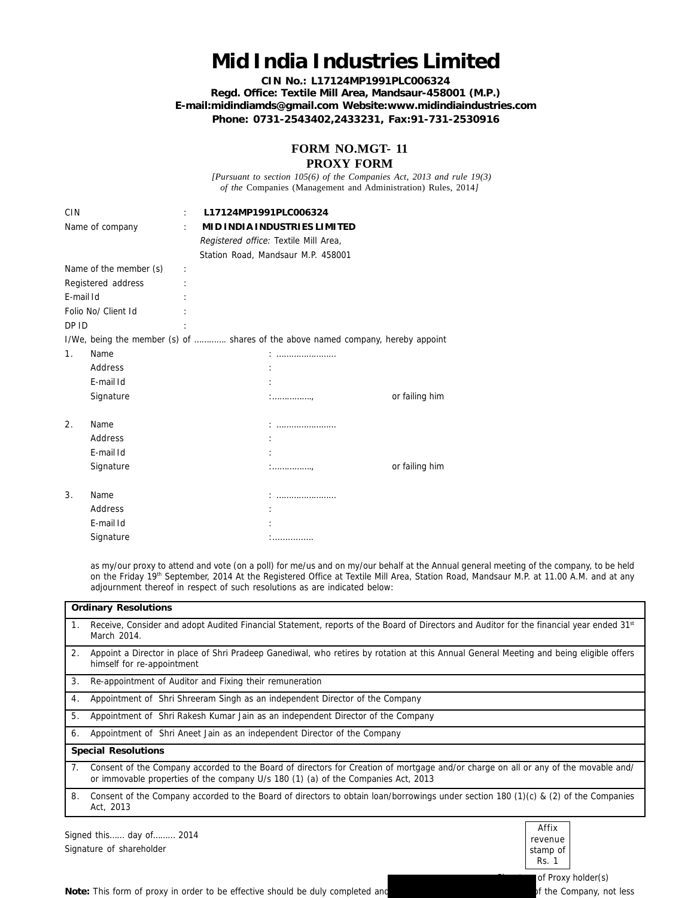# Mid India Industries Limited

**CIN No.: L17124MP1991PLC006324**
**Regd. Office: Textile Mill Area, Mandsaur-458001 (M.P.)**
**E-mail:midindiamds@gmail.com Website:www.midindiaindustries.com**
**Phone: 0731-2543402,2433231, Fax:91-731-2530916**

## FORM NO.MGT- 11
## PROXY FORM

*[Pursuant to section 105(6) of the Companies Act, 2013 and rule 19(3) of the* Companies (Management and Administration) Rules, 2014*]*

CIN : **L17124MP1991PLC006324**
Name of company : **MID INDIA INDUSTRIES LIMITED**
*Registered office:* Textile Mill Area, Station Road, Mandsaur M.P. 458001

Name of the member (s) :
Registered address :
E-mail Id :
Folio No/ Client Id :
DP ID :

I/We, being the member (s) of ............ shares of the above named company, hereby appoint

1. Name : .......................
   Address :
   E-mail Id :
   Signature :................, or failing him

2. Name : .......................
   Address :
   E-mail Id :
   Signature :................, or failing him

3. Name : .......................
   Address :
   E-mail Id :
   Signature :................

as my/our proxy to attend and vote (on a poll) for me/us and on my/our behalf at the Annual general meeting of the company, to be held on the Friday 19th September, 2014 At the Registered Office at Textile Mill Area, Station Road, Mandsaur M.P. at 11.00 A.M. and at any adjournment thereof in respect of such resolutions as are indicated below:

| | **Ordinary Resolutions** |
|---|---|
| 1. | Receive, Consider and adopt Audited Financial Statement, reports of the Board of Directors and Auditor for the financial year ended 31st March 2014. |
| 2. | Appoint a Director in place of Shri Pradeep Ganediwal, who retires by rotation at this Annual General Meeting and being eligible offers himself for re-appointment |
| 3. | Re-appointment of Auditor and Fixing their remuneration |
| 4. | Appointment of Shri Shreeram Singh as an independent Director of the Company |
| 5. | Appointment of Shri Rakesh Kumar Jain as an independent Director of the Company |
| 6. | Appointment of Shri Aneet Jain as an independent Director of the Company |
| | **Special Resolutions** |
| 7. | Consent of the Company accorded to the Board of directors for Creation of mortgage and/or charge on all or any of the movable and/ or immovable properties of the company U/s 180 (1) (a) of the Companies Act, 2013 |
| 8. | Consent of the Company accorded to the Board of directors to obtain loan/borrowings under section 180 (1)(c) & (2) of the Companies Act, 2013 |

Signed this...... day of......... 2014

Signature of shareholder

Affix revenue stamp of Rs. 1

of Proxy holder(s)

**Note:** This form of proxy in order to be effective should be duly completed and of the Company, not less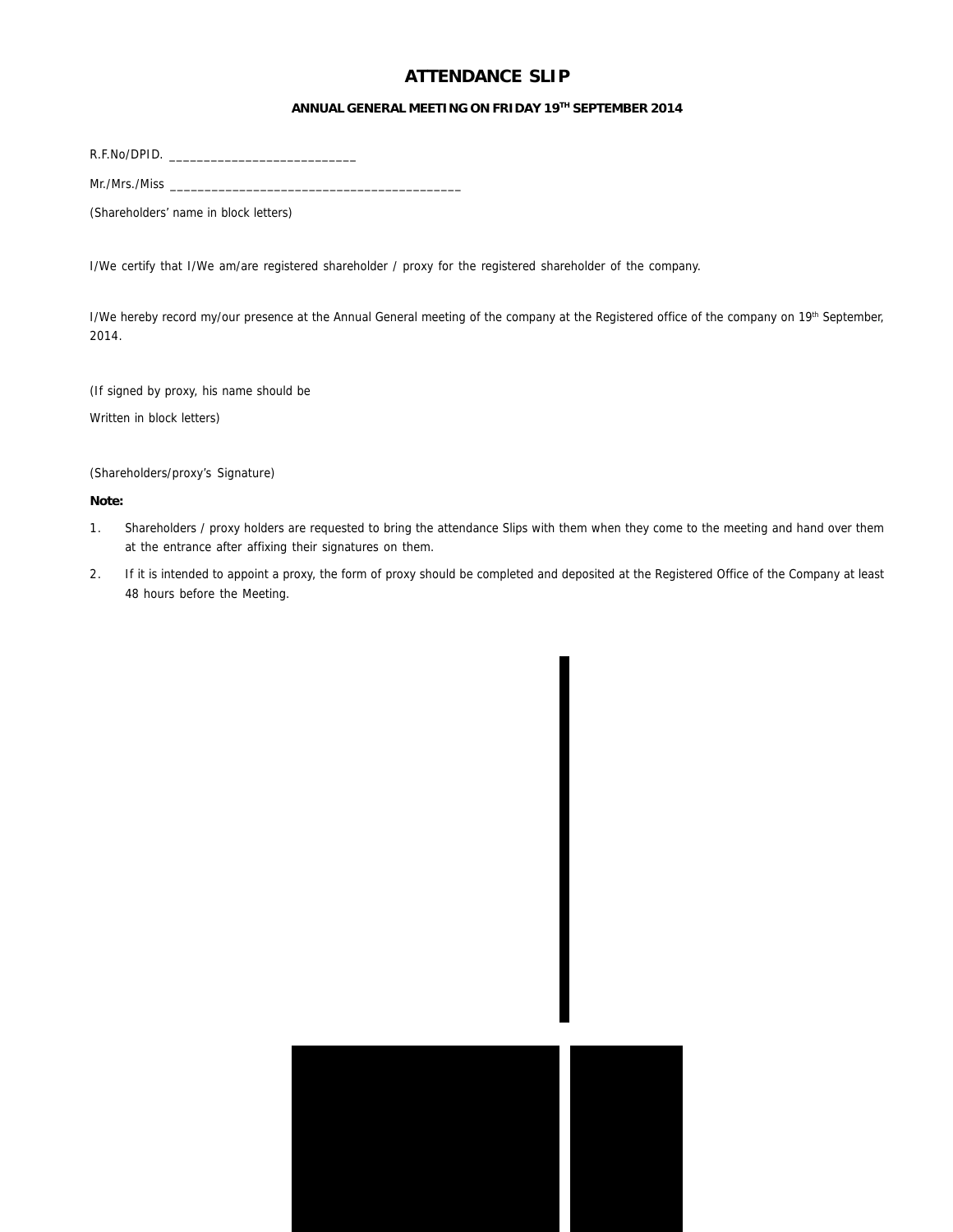# ATTENDANCE SLIP

### ANNUAL GENERAL MEETING ON FRIDAY 19TH SEPTEMBER 2014

R.F.No/DPID. ____________________________

Mr./Mrs./Miss ____________________________________________

(Shareholders' name in block letters)

I/We certify that I/We am/are registered shareholder / proxy for the registered shareholder of the company.

I/We hereby record my/our presence at the Annual General meeting of the company at the Registered office of the company on 19th September, 2014.

(If signed by proxy, his name should be

Written in block letters)

(Shareholders/proxy's Signature)

**Note:**

1. Shareholders / proxy holders are requested to bring the attendance Slips with them when they come to the meeting and hand over them at the entrance after affixing their signatures on them.
2. If it is intended to appoint a proxy, the form of proxy should be completed and deposited at the Registered Office of the Company at least 48 hours before the Meeting.